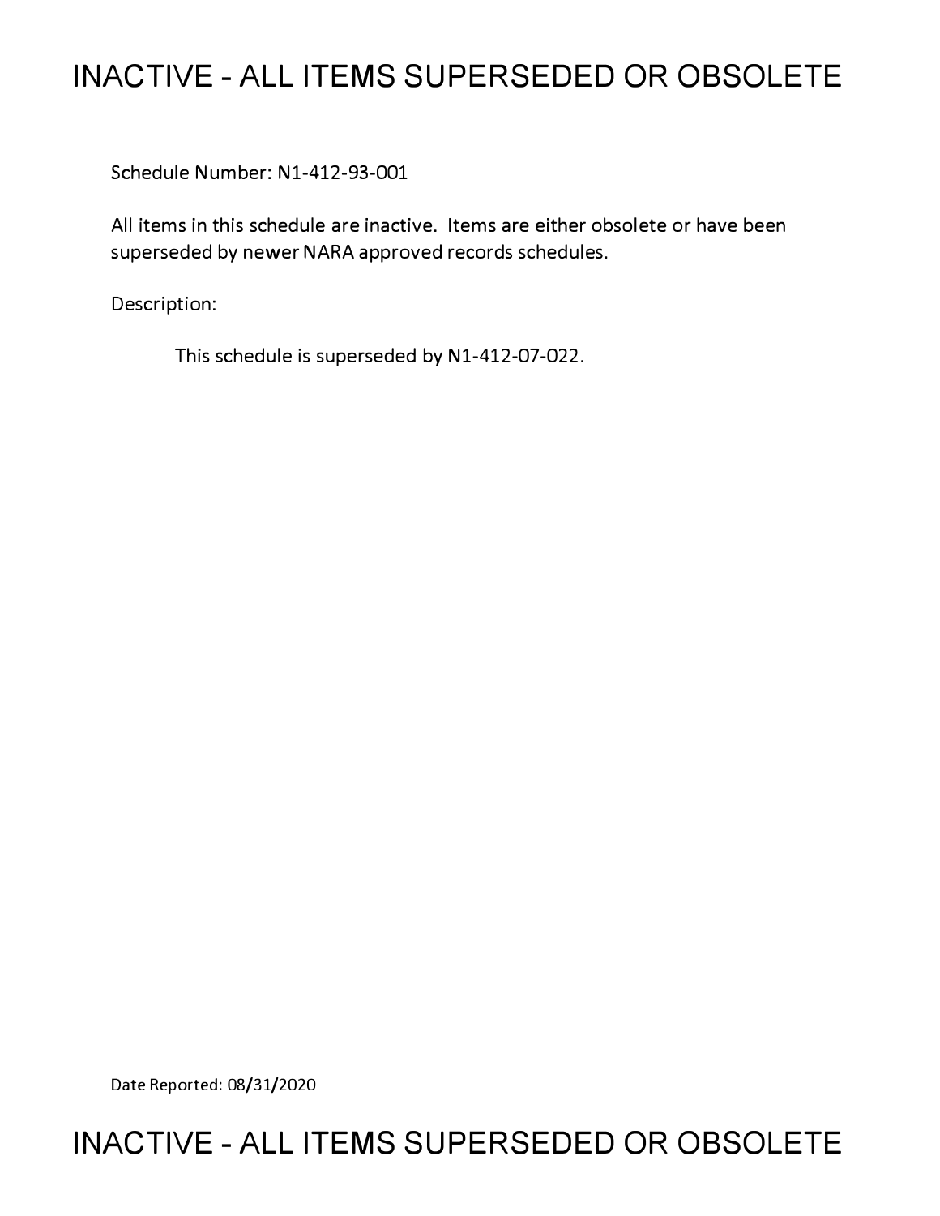# INACTIVE - ALL ITEMS SUPERSEDED OR OBSOLETE

Schedule Number: N1-412-93-001

All items in this schedule are inactive. Items are either obsolete or have been superseded by newer NARA approved records schedules.

Description:

This schedule is superseded by N1-412-07-022.

Date Reported: 08/31/2020

# INACTIVE - ALL ITEMS SUPERSEDED OR OBSOLETE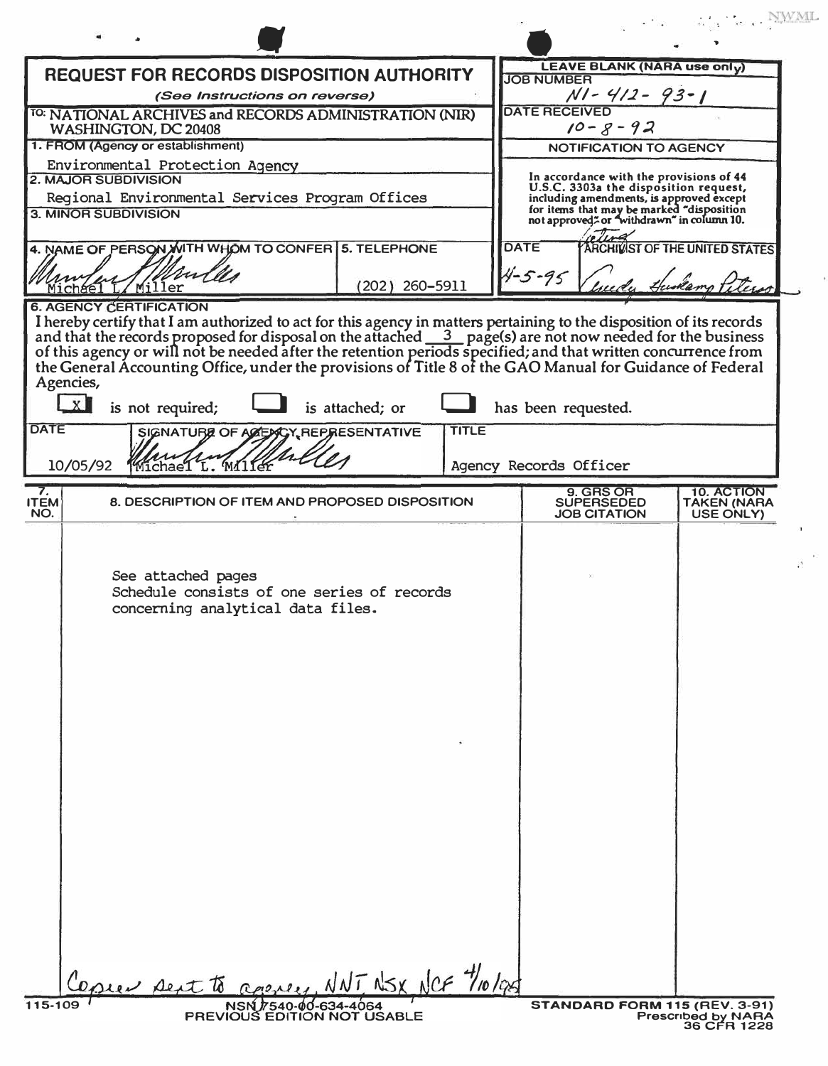# REQUEST FOR RECORDS DISPOSITION AUTHORITY

*(See Instructions on reverse)*

**LEAVE BLANK (NARA use only)**

**JOB NUMBER** N1-412-93-1

**DATE RECEIVED** 10-8-92

**NOTIFICATION TO AGENCY**

In accordance with the provisions of 44 U.S.C. 3303a the disposition request, including amendments, is approved except for items that may be marked "disposition not approved" or "withdrawn" in column 10.

**DATE** 4-5-95 **ARCHIVIST OF THE UNITED STATES** acting [signature]

TO: NATIONAL ARCHIVES and RECORDS ADMINISTRATION (NIR) WASHINGTON, DC 20408

**1. FROM (Agency or establishment)**
Environmental Protection Agency

**2. MAJOR SUBDIVISION**
Regional Environmental Services Program Offices

**3. MINOR SUBDIVISION**

**4. NAME OF PERSON WITH WHOM TO CONFER**
[signature] Michael L. Miller

**5. TELEPHONE**
(202) 260-5911

**6. AGENCY CERTIFICATION**

I hereby certify that I am authorized to act for this agency in matters pertaining to the disposition of its records and that the records proposed for disposal on the attached 3 page(s) are not now needed for the business of this agency or will not be needed after the retention periods specified; and that written concurrence from the General Accounting Office, under the provisions of Title 8 of the GAO Manual for Guidance of Federal Agencies,

[X] is not required; [ ] is attached; or [ ] has been requested.

| DATE | SIGNATURE OF AGENCY REPRESENTATIVE | TITLE |
|---|---|---|
| 10/05/92 | [signature] Michael L. Miller | Agency Records Officer |

| 7. ITEM NO. | 8. DESCRIPTION OF ITEM AND PROPOSED DISPOSITION | 9. GRS OR SUPERSEDED JOB CITATION | 10. ACTION TAKEN (NARA USE ONLY) |
|---|---|---|---|
| | See attached pages<br>Schedule consists of one series of records concerning analytical data files. | | |

Copies sent to agency, NNT, NSX, NCF 4/10/95

115-109 NSN 7540-00-634-4064 PREVIOUS EDITION NOT USABLE

STANDARD FORM 115 (REV. 3-91) Prescribed by NARA 36 CFR 1228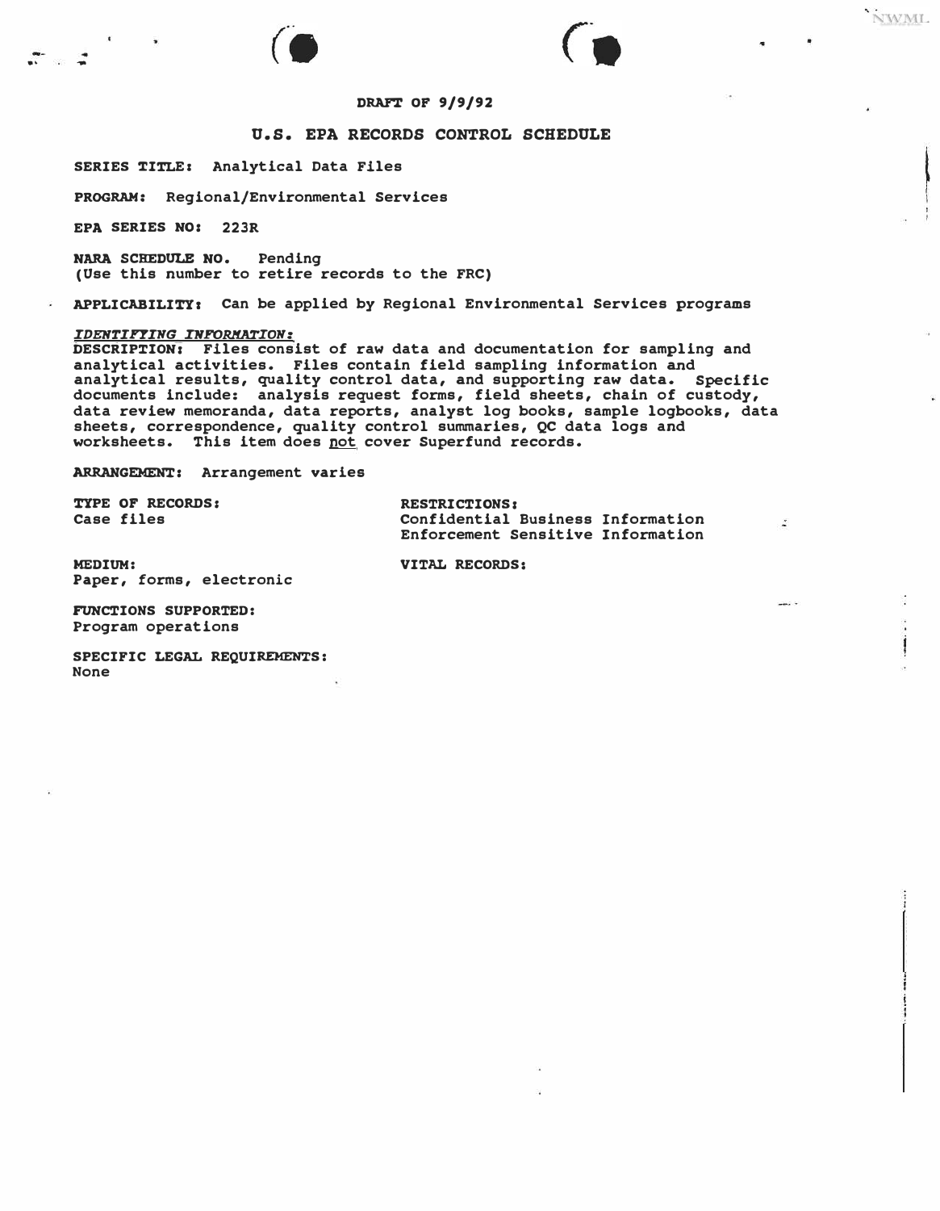**DRAFT OF 9/9/92**

# U.S. EPA RECORDS CONTROL SCHEDULE

**SERIES TITLE:** Analytical Data Files

**PROGRAM:** Regional/Environmental Services

**EPA SERIES NO:** 223R

**NARA SCHEDULE NO.** Pending
(Use this number to retire records to the FRC)

**APPLICABILITY:** Can be applied by Regional Environmental Services programs

***IDENTIFYING INFORMATION:***

**DESCRIPTION:** Files consist of raw data and documentation for sampling and analytical activities. Files contain field sampling information and analytical results, quality control data, and supporting raw data. Specific documents include: analysis request forms, field sheets, chain of custody, data review memoranda, data reports, analyst log books, sample logbooks, data sheets, correspondence, quality control summaries, QC data logs and worksheets. This item does <u>not</u> cover Superfund records.

**ARRANGEMENT:** Arrangement varies

**TYPE OF RECORDS:**
Case files

**RESTRICTIONS:**
Confidential Business Information
Enforcement Sensitive Information

**MEDIUM:**
Paper, forms, electronic

**VITAL RECORDS:**

**FUNCTIONS SUPPORTED:**
Program operations

**SPECIFIC LEGAL REQUIREMENTS:**
None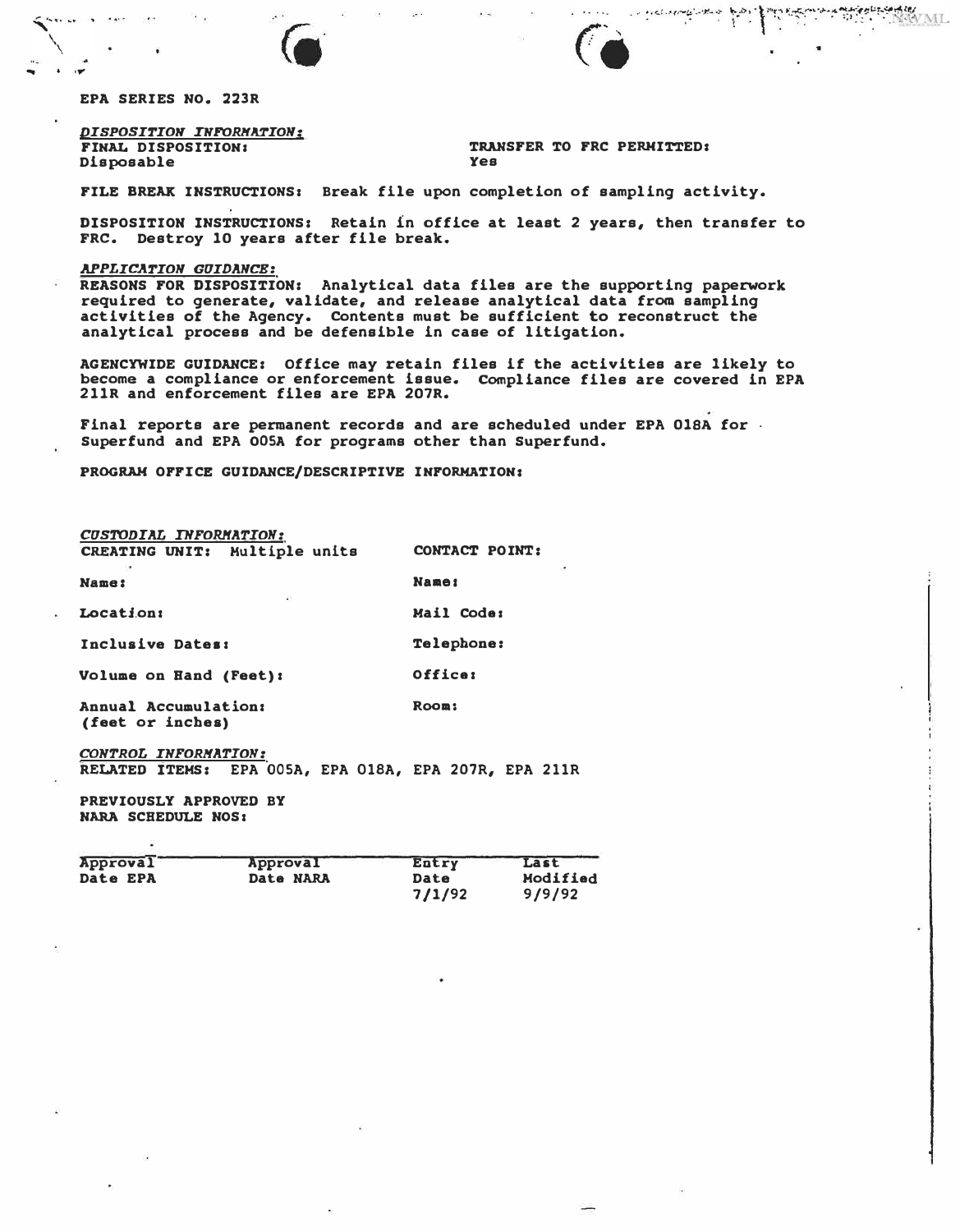**EPA SERIES NO. 223R**

*DISPOSITION INFORMATION:*

**FINAL DISPOSITION:** Disposable

**TRANSFER TO FRC PERMITTED:** Yes

**FILE BREAK INSTRUCTIONS:** Break file upon completion of sampling activity.

**DISPOSITION INSTRUCTIONS:** Retain in office at least 2 years, then transfer to FRC. Destroy 10 years after file break.

*APPLICATION GUIDANCE:*

**REASONS FOR DISPOSITION:** Analytical data files are the supporting paperwork required to generate, validate, and release analytical data from sampling activities of the Agency. Contents must be sufficient to reconstruct the analytical process and be defensible in case of litigation.

**AGENCYWIDE GUIDANCE:** Office may retain files if the activities are likely to become a compliance or enforcement issue. Compliance files are covered in EPA 211R and enforcement files are EPA 207R.

Final reports are permanent records and are scheduled under EPA 018A for Superfund and EPA 005A for programs other than Superfund.

**PROGRAM OFFICE GUIDANCE/DESCRIPTIVE INFORMATION:**

*CUSTODIAL INFORMATION:*

**CREATING UNIT:** Multiple units

**Name:**

**Location:**

**Inclusive Dates:**

**Volume on Hand (Feet):**

**Annual Accumulation: (feet or inches)**

**CONTACT POINT:**

**Name:**

**Mail Code:**

**Telephone:**

**Office:**

**Room:**

*CONTROL INFORMATION:*

**RELATED ITEMS:** EPA 005A, EPA 018A, EPA 207R, EPA 211R

**PREVIOUSLY APPROVED BY NARA SCHEDULE NOS:**

| Approval Date EPA | Approval Date NARA | Entry Date | Last Modified |
|---|---|---|---|
| | | 7/1/92 | 9/9/92 |